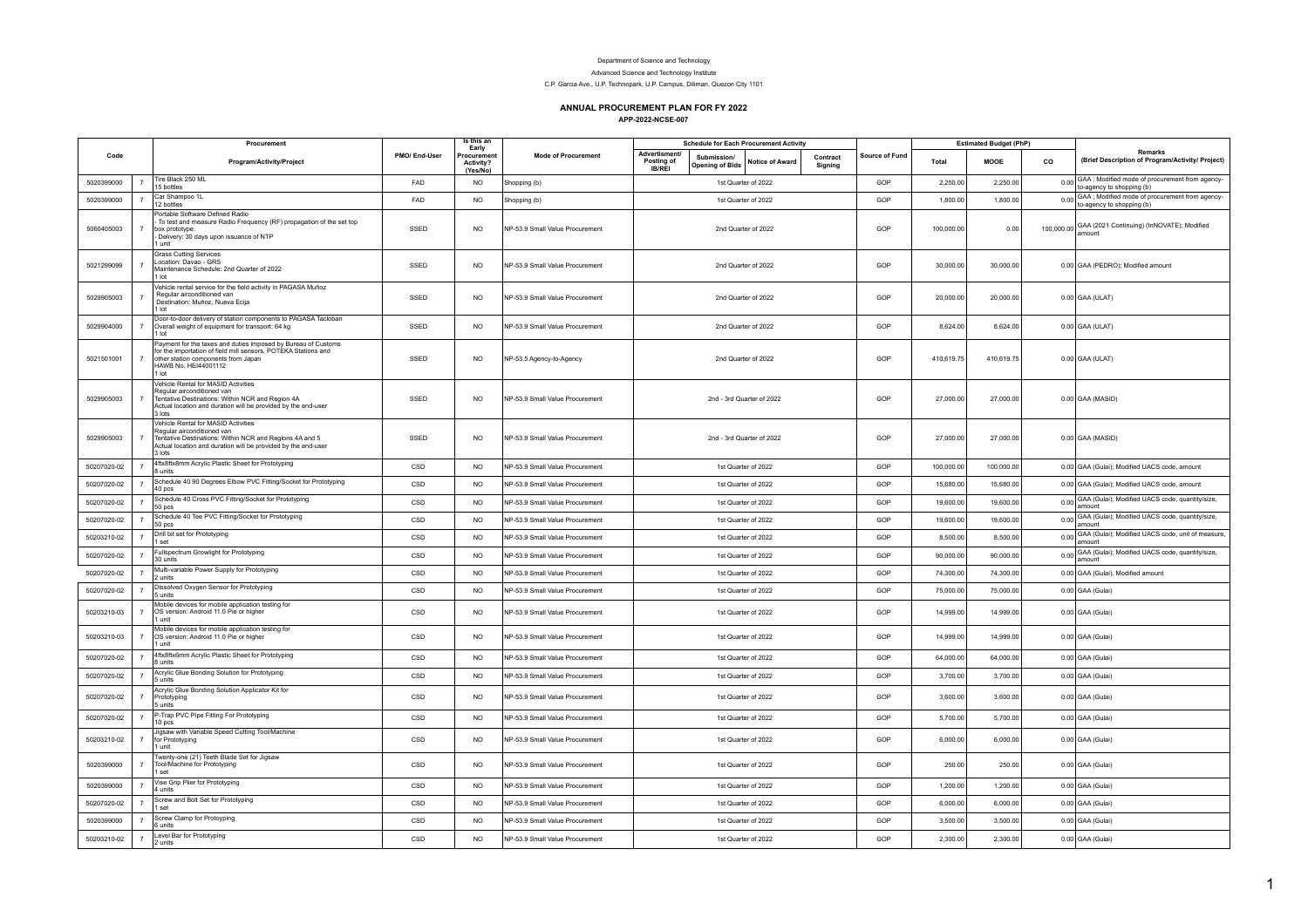Department of Science and Technology

Advanced Science and Technology Institute

C.P. Garcia Ave., U.P. Technopark, U.P. Campus, Diliman, Quezon City 1101

# ANNUAL PROCUREMENT PLAN FOR FY 2022

**APP-2022-NCSE-007**

| Code | | Procurement Program/Activity/Project | PMO/ End-User | Is this an Early Procurement Activity? (Yes/No) | Mode of Procurement | Schedule for Each Procurement Activity | | | | Source of Fund | Estimated Budget (PhP) | | | Remarks (Brief Description of Program/Activity/ Project) |
|---|---|---|---|---|---|---|---|---|---|---|---|---|---|---|
| | | | | | | Advertisment/ Posting of IB/REI | Submission/ Opening of Bids | Notice of Award | Contract Signing | | Total | MOOE | CO | |
| 5020399000 | 7 | Tire Black 250 ML<br>15 bottles | FAD | NO | Shopping (b) | 1st Quarter of 2022 | | | | GOP | 2,250.00 | 2,250.00 | 0.00 | GAA ; Modified mode of procurement from agency-to-agency to shopping (b) |
| 5020399000 | 7 | Car Shampoo 1L<br>12 bottles | FAD | NO | Shopping (b) | 1st Quarter of 2022 | | | | GOP | 1,800.00 | 1,800.00 | 0.00 | GAA ; Modified mode of procurement from agency-to-agency to shopping (b) |
| 5060405003 | 7 | Portable Software Defined Radio<br>- To test and measure Radio Frequency (RF) propagation of the set top box prototype.<br>- Delivery: 30 days upon issuance of NTP<br>1 unit | SSED | NO | NP-53.9 Small Value Procurement | 2nd Quarter of 2022 | | | | GOP | 100,000.00 | 0.00 | 100,000.00 | GAA (2021 Continuing) (InNOVATE); Modified amount |
| 5021299099 | 7 | Grass Cutting Services<br>Location: Davao - GRS<br>Maintenance Schedule: 2nd Quarter of 2022<br>1 lot | SSED | NO | NP-53.9 Small Value Procurement | 2nd Quarter of 2022 | | | | GOP | 30,000.00 | 30,000.00 | 0.00 | GAA (PEDRO); Modified amount |
| 5029905003 | 7 | Vehicle rental service for the field activity in PAGASA Muñoz<br>Regular airconditioned van<br>Destination: Muñoz, Nueva Ecija<br>1 lot | SSED | NO | NP-53.9 Small Value Procurement | 2nd Quarter of 2022 | | | | GOP | 20,000.00 | 20,000.00 | 0.00 | GAA (ULAT) |
| 5029904000 | 7 | Door-to-door delivery of station components to PAGASA Tacloban<br>Overall weight of equipment for transport: 64 kg<br>1 lot | SSED | NO | NP-53.9 Small Value Procurement | 2nd Quarter of 2022 | | | | GOP | 8,624.00 | 8,624.00 | 0.00 | GAA (ULAT) |
| 5021501001 | 7 | Payment for the taxes and duties imposed by Bureau of Customs for the importation of field mill sensors, POTEKA Stations and other station components from Japan<br>HAWB No. HEI44001112<br>1 lot | SSED | NO | NP-53.5 Agency-to-Agency | 2nd Quarter of 2022 | | | | GOP | 410,619.75 | 410,619.75 | 0.00 | GAA (ULAT) |
| 5029905003 | 7 | Vehicle Rental for MASID Activities<br>Regular airconditioned van<br>Tentative Destinations: Within NCR and Region 4A<br>Actual location and duration will be provided by the end-user<br>3 lots | SSED | NO | NP-53.9 Small Value Procurement | 2nd - 3rd Quarter of 2022 | | | | GOP | 27,000.00 | 27,000.00 | 0.00 | GAA (MASID) |
| 5029905003 | 7 | Vehicle Rental for MASID Activities<br>Regular airconditioned van<br>Tentative Destinations: Within NCR and Regions 4A and 5<br>Actual location and duration will be provided by the end-user<br>3 lots | SSED | NO | NP-53.9 Small Value Procurement | 2nd - 3rd Quarter of 2022 | | | | GOP | 27,000.00 | 27,000.00 | 0.00 | GAA (MASID) |
| 50207020-02 | 7 | 4ftx8ftx8mm Acrylic Plastic Sheet for Prototyping<br>8 units | CSD | NO | NP-53.9 Small Value Procurement | 1st Quarter of 2022 | | | | GOP | 100,000.00 | 100,000.00 | 0.00 | GAA (Gulai); Modified UACS code, amount |
| 50207020-02 | 7 | Schedule 40 90 Degrees Elbow PVC Fitting/Socket for Prototyping<br>40 pcs | CSD | NO | NP-53.9 Small Value Procurement | 1st Quarter of 2022 | | | | GOP | 15,680.00 | 15,680.00 | 0.00 | GAA (Gulai); Modified UACS code, amount |
| 50207020-02 | 7 | Schedule 40 Cross PVC Fitting/Socket for Prototyping<br>50 pcs | CSD | NO | NP-53.9 Small Value Procurement | 1st Quarter of 2022 | | | | GOP | 19,600.00 | 19,600.00 | 0.00 | GAA (Gulai); Modified UACS code, quantity/size, amount |
| 50207020-02 | 7 | Schedule 40 Tee PVC Fitting/Socket for Prototyping<br>50 pcs | CSD | NO | NP-53.9 Small Value Procurement | 1st Quarter of 2022 | | | | GOP | 19,600.00 | 19,600.00 | 0.00 | GAA (Gulai); Modified UACS code, quantity/size, amount |
| 50203210-02 | 7 | Drill bit set for Prototyping<br>1 set | CSD | NO | NP-53.9 Small Value Procurement | 1st Quarter of 2022 | | | | GOP | 8,500.00 | 8,500.00 | 0.00 | GAA (Gulai); Modified UACS code, unit of measure, amount |
| 50207020-02 | 7 | Fullspectrum Growlight for Prototyping<br>30 units | CSD | NO | NP-53.9 Small Value Procurement | 1st Quarter of 2022 | | | | GOP | 90,000.00 | 90,000.00 | 0.00 | GAA (Gulai); Modified UACS code, quantity/size, amount |
| 50207020-02 | 7 | Multi-variable Power Supply for Prototyping<br>2 units | CSD | NO | NP-53.9 Small Value Procurement | 1st Quarter of 2022 | | | | GOP | 74,300.00 | 74,300.00 | 0.00 | GAA (Gulai), Modified amount |
| 50207020-02 | 7 | Dissolved Oxygen Sensor for Prototyping<br>5 units | CSD | NO | NP-53.9 Small Value Procurement | 1st Quarter of 2022 | | | | GOP | 75,000.00 | 75,000.00 | 0.00 | GAA (Gulai) |
| 50203210-03 | 7 | Mobile devices for mobile application testing for<br>OS version: Android 11.0 Pie or higher<br>1 unit | CSD | NO | NP-53.9 Small Value Procurement | 1st Quarter of 2022 | | | | GOP | 14,999.00 | 14,999.00 | 0.00 | GAA (Gulai) |
| 50203210-03 | 7 | Mobile devices for mobile application testing for<br>OS version: Android 11.0 Pie or higher<br>1 unit | CSD | NO | NP-53.9 Small Value Procurement | 1st Quarter of 2022 | | | | GOP | 14,999.00 | 14,999.00 | 0.00 | GAA (Gulai) |
| 50207020-02 | 7 | 4ftx8ftx6mm Acrylic Plastic Sheet for Prototyping<br>8 units | CSD | NO | NP-53.9 Small Value Procurement | 1st Quarter of 2022 | | | | GOP | 64,000.00 | 64,000.00 | 0.00 | GAA (Gulai) |
| 50207020-02 | 7 | Acrylic Glue Bonding Solution for Prototyping<br>5 units | CSD | NO | NP-53.9 Small Value Procurement | 1st Quarter of 2022 | | | | GOP | 3,700.00 | 3,700.00 | 0.00 | GAA (Gulai) |
| 50207020-02 | 7 | Acrylic Glue Bonding Solution Applicator Kit for Prototyping<br>5 units | CSD | NO | NP-53.9 Small Value Procurement | 1st Quarter of 2022 | | | | GOP | 3,600.00 | 3,600.00 | 0.00 | GAA (Gulai) |
| 50207020-02 | 7 | P-Trap PVC Pipe Fitting For Prototyping<br>10 pcs | CSD | NO | NP-53.9 Small Value Procurement | 1st Quarter of 2022 | | | | GOP | 5,700.00 | 5,700.00 | 0.00 | GAA (Gulai) |
| 50203210-02 | 7 | Jigsaw with Variable Speed Cutting Tool/Machine for Prototyping<br>1 unit | CSD | NO | NP-53.9 Small Value Procurement | 1st Quarter of 2022 | | | | GOP | 6,000.00 | 6,000.00 | 0.00 | GAA (Gulai) |
| 5020399000 | 7 | Twenty-one (21) Teeth Blade Set for Jigsaw Tool/Machine for Prototyping<br>1 set | CSD | NO | NP-53.9 Small Value Procurement | 1st Quarter of 2022 | | | | GOP | 250.00 | 250.00 | 0.00 | GAA (Gulai) |
| 5020399000 | 7 | Vise Grip Plier for Prototyping<br>4 units | CSD | NO | NP-53.9 Small Value Procurement | 1st Quarter of 2022 | | | | GOP | 1,200.00 | 1,200.00 | 0.00 | GAA (Gulai) |
| 50207020-02 | 7 | Screw and Bolt Set for Prototyping<br>1 set | CSD | NO | NP-53.9 Small Value Procurement | 1st Quarter of 2022 | | | | GOP | 6,000.00 | 6,000.00 | 0.00 | GAA (Gulai) |
| 5020399000 | 7 | Screw Clamp for Protoyping<br>6 units | CSD | NO | NP-53.9 Small Value Procurement | 1st Quarter of 2022 | | | | GOP | 3,500.00 | 3,500.00 | 0.00 | GAA (Gulai) |
| 50203210-02 | 7 | Level Bar for Prototyping<br>2 units | CSD | NO | NP-53.9 Small Value Procurement | 1st Quarter of 2022 | | | | GOP | 2,300.00 | 2,300.00 | 0.00 | GAA (Gulai) |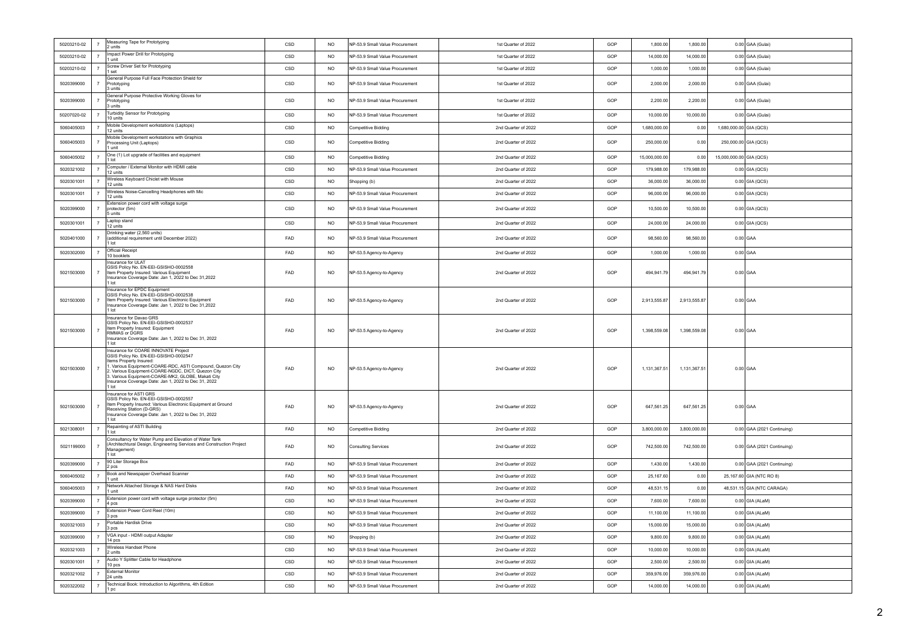| | | | | | | | | | | | |
|---|---|---|---|---|---|---|---|---|---|---|---|
| 50203210-02 | 7 | Measuring Tape for Prototyping<br>2 units | CSD | NO | NP-53.9 Small Value Procurement | 1st Quarter of 2022 | GOP | 1,800.00 | 1,800.00 | 0.00 | GAA (Gulai) |
| 50203210-02 | 7 | Impact Power Drill for Prototyping<br>1 unit | CSD | NO | NP-53.9 Small Value Procurement | 1st Quarter of 2022 | GOP | 14,000.00 | 14,000.00 | 0.00 | GAA (Gulai) |
| 50203210-02 | 7 | Screw Driver Set for Prototyping<br>1 set | CSD | NO | NP-53.9 Small Value Procurement | 1st Quarter of 2022 | GOP | 1,000.00 | 1,000.00 | 0.00 | GAA (Gulai) |
| 5020399000 | 7 | General Purpose Full Face Protection Shield for Prototyping<br>3 units | CSD | NO | NP-53.9 Small Value Procurement | 1st Quarter of 2022 | GOP | 2,000.00 | 2,000.00 | 0.00 | GAA (Gulai) |
| 5020399000 | 7 | General Purpose Protective Working Gloves for Prototyping<br>3 units | CSD | NO | NP-53.9 Small Value Procurement | 1st Quarter of 2022 | GOP | 2,200.00 | 2,200.00 | 0.00 | GAA (Gulai) |
| 50207020-02 | 7 | Turbidity Sensor for Prototyping<br>10 units | CSD | NO | NP-53.9 Small Value Procurement | 1st Quarter of 2022 | GOP | 10,000.00 | 10,000.00 | 0.00 | GAA (Gulai) |
| 5060405003 | 7 | Mobile Development workstations (Laptops)<br>12 units | CSD | NO | Competitive Bidding | 2nd Quarter of 2022 | GOP | 1,680,000.00 | 0.00 | 1,680,000.00 | GIA (QCS) |
| 5060405003 | 7 | Mobile Development workstations with Graphics Processing Unit (Laptops)<br>1 unit | CSD | NO | Competitive Bidding | 2nd Quarter of 2022 | GOP | 250,000.00 | 0.00 | 250,000.00 | GIA (QCS) |
| 5060405002 | 7 | One (1) Lot upgrade of facilities and equipment<br>1 lot | CSD | NO | Competitive Bidding | 2nd Quarter of 2022 | GOP | 15,000,000.00 | 0.00 | 15,000,000.00 | GIA (QCS) |
| 5020321002 | 7 | Computer / External Monitor with HDMI cable<br>12 units | CSD | NO | NP-53.9 Small Value Procurement | 2nd Quarter of 2022 | GOP | 179,988.00 | 179,988.00 | 0.00 | GIA (QCS) |
| 5020301001 | 7 | Wireless Keyboard Chiclet with Mouse<br>12 units | CSD | NO | Shopping (b) | 2nd Quarter of 2022 | GOP | 36,000.00 | 36,000.00 | 0.00 | GIA (QCS) |
| 5020301001 | 7 | Wireless Noise-Cancelling Headphones with Mic<br>12 units | CSD | NO | NP-53.9 Small Value Procurement | 2nd Quarter of 2022 | GOP | 96,000.00 | 96,000.00 | 0.00 | GIA (QCS) |
| 5020399000 | 7 | Extension power cord with voltage surge protector (5m)<br>5 units | CSD | NO | NP-53.9 Small Value Procurement | 2nd Quarter of 2022 | GOP | 10,500.00 | 10,500.00 | 0.00 | GIA (QCS) |
| 5020301001 | 7 | Laptop stand<br>12 units | CSD | NO | NP-53.9 Small Value Procurement | 2nd Quarter of 2022 | GOP | 24,000.00 | 24,000.00 | 0.00 | GIA (QCS) |
| 5020401000 | 7 | Drinking water (2,560 units)<br>(additional requirement until December 2022)<br>1 lot | FAD | NO | NP-53.9 Small Value Procurement | 2nd Quarter of 2022 | GOP | 98,560.00 | 98,560.00 | 0.00 | GAA |
| 5020302000 | 7 | Official Receipt<br>10 booklets | FAD | NO | NP-53.5 Agency-to-Agency | 2nd Quarter of 2022 | GOP | 1,000.00 | 1,000.00 | 0.00 | GAA |
| 5021503000 | 7 | Insurance for ULAT<br>GSIS Policy No. EN-EEI-GSISHO-0002558<br>Item Property Insured: Various Equipment<br>Insurance Coverage Date: Jan 1, 2022 to Dec 31,2022<br>1 lot | FAD | NO | NP-53.5 Agency-to-Agency | 2nd Quarter of 2022 | GOP | 494,941.79 | 494,941.79 | 0.00 | GAA |
| 5021503000 | 7 | Insurance for EPDC Equipment<br>GSIS Policy No. EN-EEI-GSISHO-0002538<br>Item Property Insured: Various Electronic Equipment<br>Insurance Coverage Date: Jan 1, 2022 to Dec 31,2022<br>1 lot | FAD | NO | NP-53.5 Agency-to-Agency | 2nd Quarter of 2022 | GOP | 2,913,555.87 | 2,913,555.87 | 0.00 | GAA |
| 5021503000 | 7 | Insurance for Davao GRS<br>GSIS Policy No. EN-EEI-GSISHO-0002537<br>Item Property Insured: Equipment<br>RMMAS or DGRS<br>Insurance Coverage Date: Jan 1, 2022 to Dec 31, 2022<br>1 lot | FAD | NO | NP-53.5 Agency-to-Agency | 2nd Quarter of 2022 | GOP | 1,398,559.08 | 1,398,559.08 | 0.00 | GAA |
| 5021503000 | 7 | Insurance for COARE INNOVATE Project<br>GSIS Policy No. EN-EEI-GSISHO-0002547<br>Items Property Insured:<br>1. Various Equipment-COARE-RDC, ASTI Compound, Quezon City<br>2. Various Equipment-COARE-NGDC, DICT, Quezon City<br>3. Various Equipment-COARE-MK2, GLOBE, Makati City<br>Insurance Coverage Date: Jan 1, 2022 to Dec 31, 2022<br>1 lot | FAD | NO | NP-53.5 Agency-to-Agency | 2nd Quarter of 2022 | GOP | 1,131,367.51 | 1,131,367.51 | 0.00 | GAA |
| 5021503000 | 7 | Insurance for ASTI GRS<br>GSIS Policy No. EN-EEI-GSISHO-0002557<br>Item Property Insured: Various Electronic Equipment at Ground Receiving Station (D-GRS)<br>Insurance Coverage Date: Jan 1, 2022 to Dec 31, 2022<br>1 lot | FAD | NO | NP-53.5 Agency-to-Agency | 2nd Quarter of 2022 | GOP | 647,561.25 | 647,561.25 | 0.00 | GAA |
| 5021308001 | 7 | Repainting of ASTI Building<br>1 lot | FAD | NO | Competitive Bidding | 2nd Quarter of 2022 | GOP | 3,800,000.00 | 3,800,000.00 | 0.00 | GAA (2021 Continuing) |
| 5021199000 | 7 | Consultancy for Water Pump and Elevation of Water Tank (Architechtural Design, Engineering Services and Construction Project Management)<br>1 lot | FAD | NO | Consulting Services | 2nd Quarter of 2022 | GOP | 742,500.00 | 742,500.00 | 0.00 | GAA (2021 Continuing) |
| 5020399000 | 7 | 90 Liter Storage Box<br>2 pcs | FAD | NO | NP-53.9 Small Value Procurement | 2nd Quarter of 2022 | GOP | 1,430.00 | 1,430.00 | 0.00 | GAA (2021 Continuing) |
| 5060405002 | 7 | Book and Newspaper Overhead Scanner<br>1 unit | FAD | NO | NP-53.9 Small Value Procurement | 2nd Quarter of 2022 | GOP | 25,167.60 | 0.00 | 25,167.60 | GIA (NTC RO 8) |
| 5060405003 | 7 | Network Attached Storage & NAS Hard Disks<br>1 unit | FAD | NO | NP-53.9 Small Value Procurement | 2nd Quarter of 2022 | GOP | 48,531.15 | 0.00 | 48,531.15 | GIA (NTC CARAGA) |
| 5020399000 | 7 | Extension power cord with voltage surge protector (5m)<br>4 pcs | CSD | NO | NP-53.9 Small Value Procurement | 2nd Quarter of 2022 | GOP | 7,600.00 | 7,600.00 | 0.00 | GIA (ALaM) |
| 5020399000 | 7 | Extension Power Cord Reel (10m)<br>3 pcs | CSD | NO | NP-53.9 Small Value Procurement | 2nd Quarter of 2022 | GOP | 11,100.00 | 11,100.00 | 0.00 | GIA (ALaM) |
| 5020321003 | 7 | Portable Hardisk Drive<br>3 pcs | CSD | NO | NP-53.9 Small Value Procurement | 2nd Quarter of 2022 | GOP | 15,000.00 | 15,000.00 | 0.00 | GIA (ALaM) |
| 5020399000 | 7 | VGA input - HDMI output Adapter<br>14 pcs | CSD | NO | Shopping (b) | 2nd Quarter of 2022 | GOP | 9,800.00 | 9,800.00 | 0.00 | GIA (ALaM) |
| 5020321003 | 7 | Wireless Handset Phone<br>2 units | CSD | NO | NP-53.9 Small Value Procurement | 2nd Quarter of 2022 | GOP | 10,000.00 | 10,000.00 | 0.00 | GIA (ALaM) |
| 5020301001 | 7 | Audio Y Splitter Cable for Headphone<br>10 pcs | CSD | NO | NP-53.9 Small Value Procurement | 2nd Quarter of 2022 | GOP | 2,500.00 | 2,500.00 | 0.00 | GIA (ALaM) |
| 5020321002 | 7 | External Monitor<br>24 units | CSD | NO | NP-53.9 Small Value Procurement | 2nd Quarter of 2022 | GOP | 359,976.00 | 359,976.00 | 0.00 | GIA (ALaM) |
| 5020322002 | 7 | Technical Book: Introduction to Algorithms, 4th Edition<br>1 pc | CSD | NO | NP-53.9 Small Value Procurement | 2nd Quarter of 2022 | GOP | 14,000.00 | 14,000.00 | 0.00 | GIA (ALaM) |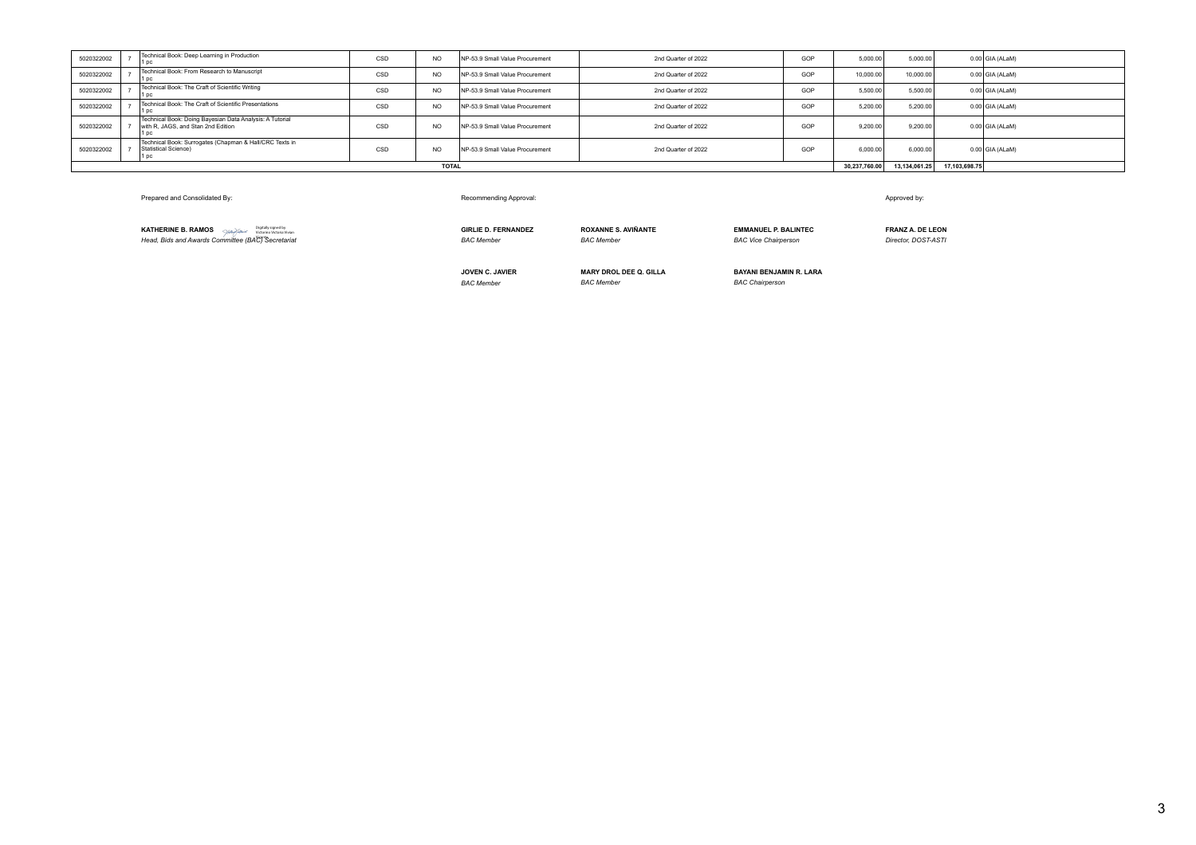| | | | | | | | | | | | |
|---|---|---|---|---|---|---|---|---|---|---|---|
| 5020322002 | 7 | Technical Book: Deep Learning in Production<br>1 pc | CSD | NO | NP-53.9 Small Value Procurement | 2nd Quarter of 2022 | GOP | 5,000.00 | 5,000.00 | 0.00 | GIA (ALaM) |
| 5020322002 | 7 | Technical Book: From Research to Manuscript<br>1 pc | CSD | NO | NP-53.9 Small Value Procurement | 2nd Quarter of 2022 | GOP | 10,000.00 | 10,000.00 | 0.00 | GIA (ALaM) |
| 5020322002 | 7 | Technical Book: The Craft of Scientific Writing<br>1 pc | CSD | NO | NP-53.9 Small Value Procurement | 2nd Quarter of 2022 | GOP | 5,500.00 | 5,500.00 | 0.00 | GIA (ALaM) |
| 5020322002 | 7 | Technical Book: The Craft of Scientific Presentations<br>1 pc | CSD | NO | NP-53.9 Small Value Procurement | 2nd Quarter of 2022 | GOP | 5,200.00 | 5,200.00 | 0.00 | GIA (ALaM) |
| 5020322002 | 7 | Technical Book: Doing Bayesian Data Analysis: A Tutorial with R, JAGS, and Stan 2nd Edition<br>1 pc | CSD | NO | NP-53.9 Small Value Procurement | 2nd Quarter of 2022 | GOP | 9,200.00 | 9,200.00 | 0.00 | GIA (ALaM) |
| 5020322002 | 7 | Technical Book: Surrogates (Chapman & Hall/CRC Texts in Statistical Science)<br>1 pc | CSD | NO | NP-53.9 Small Value Procurement | 2nd Quarter of 2022 | GOP | 6,000.00 | 6,000.00 | 0.00 | GIA (ALaM) |
| | | | | TOTAL | | | | 30,237,760.00 | 13,134,061.25 | 17,103,698.75 | |

Prepared and Consolidated By:

**KATHERINE B. RAMOS**
*Head, Bids and Awards Committee (BAC) Secretariat*

Recommending Approval:

**GIRLIE D. FERNANDEZ**
*BAC Member*

**ROXANNE S. AVIÑANTE**
*BAC Member*

**EMMANUEL P. BALINTEC**
*BAC Vice Chairperson*

**JOVEN C. JAVIER**
*BAC Member*

**MARY DROL DEE Q. GILLA**
*BAC Member*

**BAYANI BENJAMIN R. LARA**
*BAC Chairperson*

Approved by:

**FRANZ A. DE LEON**
*Director, DOST-ASTI*